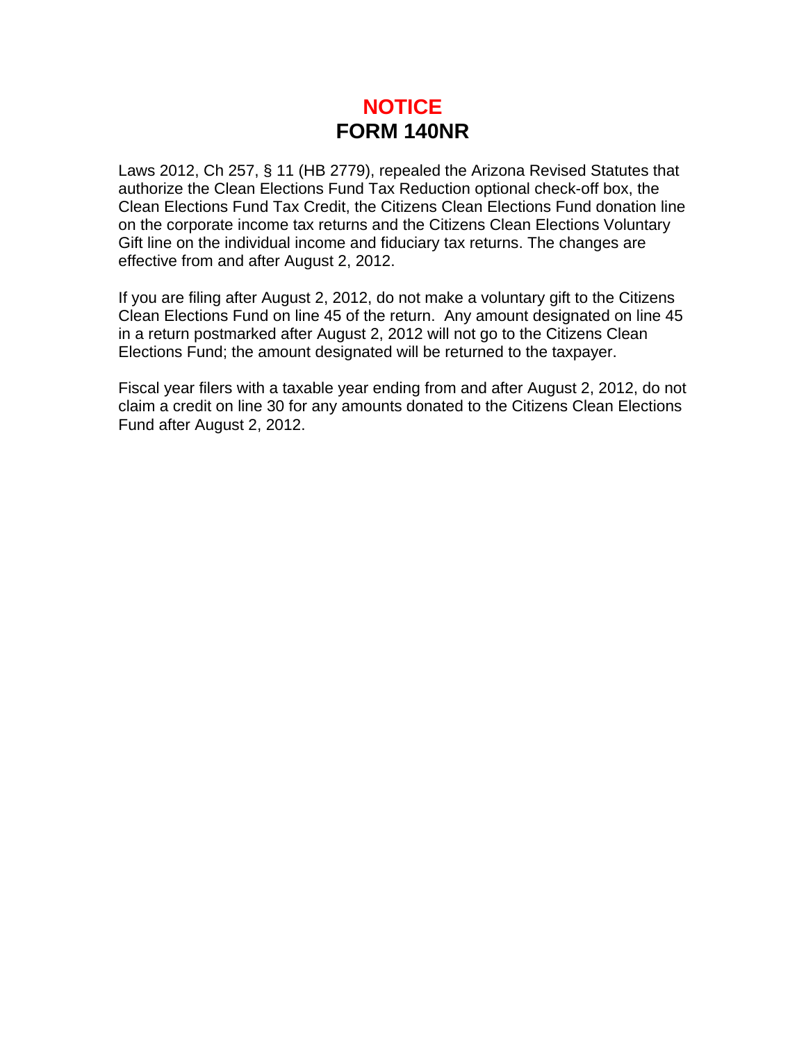# NOTICE
# FORM 140NR

Laws 2012, Ch 257, § 11 (HB 2779), repealed the Arizona Revised Statutes that authorize the Clean Elections Fund Tax Reduction optional check-off box, the Clean Elections Fund Tax Credit, the Citizens Clean Elections Fund donation line on the corporate income tax returns and the Citizens Clean Elections Voluntary Gift line on the individual income and fiduciary tax returns. The changes are effective from and after August 2, 2012.

If you are filing after August 2, 2012, do not make a voluntary gift to the Citizens Clean Elections Fund on line 45 of the return. Any amount designated on line 45 in a return postmarked after August 2, 2012 will not go to the Citizens Clean Elections Fund; the amount designated will be returned to the taxpayer.

Fiscal year filers with a taxable year ending from and after August 2, 2012, do not claim a credit on line 30 for any amounts donated to the Citizens Clean Elections Fund after August 2, 2012.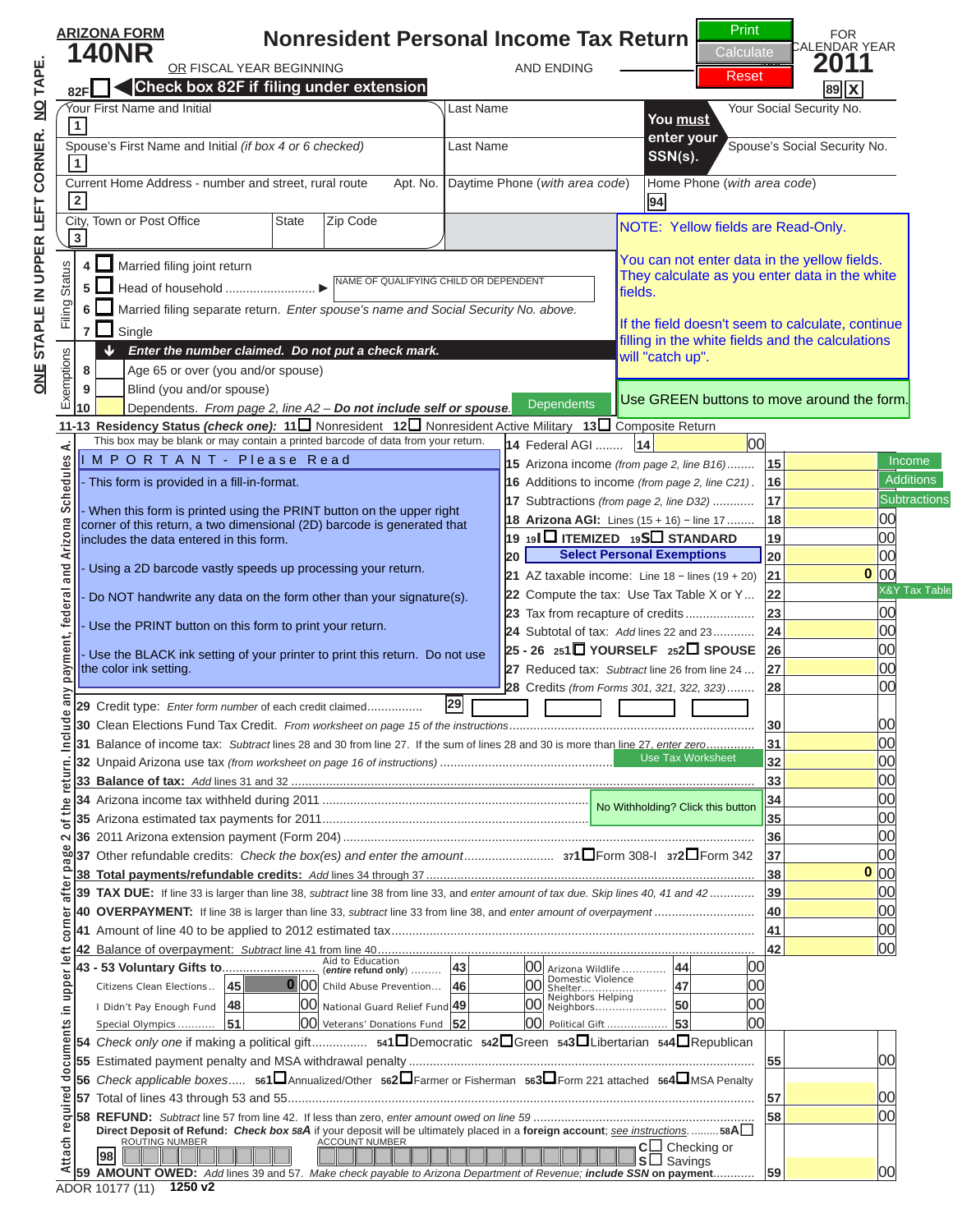**ARIZONA FORM**
# 140NR Nonresident Personal Income Tax Return

OR FISCAL YEAR BEGINNING AND ENDING

FOR CALENDAR YEAR **2011**

Print | Calculate | Reset

89 X

82F ☐ **Check box 82F if filing under extension**

| | | | |
|---|---|---|---|
| Your First Name and Initial 1 | Last Name | **You must enter your SSN(s).** | Your Social Security No. |
| Spouse's First Name and Initial *(if box 4 or 6 checked)* 1 | Last Name | | Spouse's Social Security No. |
| Current Home Address - number and street, rural route 2 — Apt. No. | Daytime Phone *(with area code)* | Home Phone *(with area code)* 94 | |
| City, Town or Post Office 3 — State — Zip Code | | | |

NOTE: Yellow fields are Read-Only.

You can not enter data in the yellow fields. They calculate as you enter data in the white fields.

If the field doesn't seem to calculate, continue filling in the white fields and the calculations will "catch up".

Use GREEN buttons to move around the form.

**Filing Status**

4 ☐ Married filing joint return
5 ☐ Head of household .......................... ▶ NAME OF QUALIFYING CHILD OR DEPENDENT
6 ☐ Married filing separate return. *Enter spouse's name and Social Security No. above.*
7 ☐ Single

**Exemptions** — ***Enter the number claimed. Do not put a check mark.***

8 Age 65 or over (you and/or spouse)
9 Blind (you and/or spouse)
10 Dependents. *From page 2, line A2 –* ***Do not include self or spouse.*** [Dependents]

**11-13 Residency Status *(check one):*** 11☐ Nonresident 12☐ Nonresident Active Military 13☐ Composite Return

This box may be blank or may contain a printed barcode of data from your return.

**I M P O R T A N T - Please Read**

- This form is provided in a fill-in-format.
- When this form is printed using the PRINT button on the upper right corner of this return, a two dimensional (2D) barcode is generated that includes the data entered in this form.
- Using a 2D barcode vastly speeds up processing your return.
- Do NOT handwrite any data on the form other than your signature(s).
- Use the PRINT button on this form to print your return.
- Use the BLACK ink setting of your printer to print this return. Do not use the color ink setting.

14 Federal AGI ........ 14 | 00
15 Arizona income *(from page 2, line B16)* ........ 15 [Income]
16 Additions to income *(from page 2, line C21)* . 16 [Additions]
17 Subtractions *(from page 2, line D32)* ............ 17 [Subtractions]
18 **Arizona AGI:** Lines (15 + 16) − line 17 ........ 18 | 00
19 19I ☐ **ITEMIZED** 19S ☐ **STANDARD** 19 | 00
20 [Select Personal Exemptions] 20 | 00
21 AZ taxable income: Line 18 − lines (19 + 20) 21 | 0 | 00
22 Compute the tax: Use Tax Table X or Y ... 22 [X&Y Tax Table]
23 Tax from recapture of credits .................... 23 | 00
24 Subtotal of tax: *Add* lines 22 and 23 ............ 24 | 00
25 - 26 251☐ **YOURSELF** 252☐ **SPOUSE** 26 | 00
27 Reduced tax: *Subtract* line 26 from line 24 ... 27 | 00
28 Credits *(from Forms 301, 321, 322, 323)* ........ 28 | 00

29 Credit type: *Enter form number of each credit claimed*................ 29
30 Clean Elections Fund Tax Credit. *From worksheet on page 15 of the instructions* ........ 30 | 00
31 Balance of income tax: *Subtract* lines 28 and 30 from line 27. If the sum of lines 28 and 30 is more than line 27, *enter zero*............ 31 | 00
32 Unpaid Arizona use tax *(from worksheet on page 16 of instructions)* [Use Tax Worksheet] 32 | 00
**33 Balance of tax:** *Add* lines 31 and 32 ........ 33 | 00
34 Arizona income tax withheld during 2011 ........ [No Withholding? Click this button] 34 | 00
35 Arizona estimated tax payments for 2011........ 35 | 00
36 2011 Arizona extension payment (Form 204) ........ 36 | 00
37 Other refundable credits: *Check the box(es) and enter the amount*.......... 371☐ Form 308-I 372☐ Form 342 37 | 00
**38 Total payments/refundable credits:** *Add* lines 34 through 37 ........ 38 | 0 | 00
**39 TAX DUE:** If line 33 is larger than line 38, *subtract* line 38 from line 33, and *enter amount of tax due. Skip lines 40, 41 and 42* ........ 39 | 00
**40 OVERPAYMENT:** If line 38 is larger than line 33, *subtract* line 33 from line 38, and *enter amount of overpayment* ........ 40 | 00
41 Amount of line 40 to be applied to 2012 estimated tax........ 41 | 00
42 Balance of overpayment: *Subtract* line 41 from line 40........ 42 | 00

**43 - 53 Voluntary Gifts to**..........

| Fund | Line | Amount | Fund | Line | Amount | Fund | Line | Amount |
|---|---|---|---|---|---|---|---|---|
| | | | Aid to Education *(entire refund only)* | 43 | 00 | Arizona Wildlife | 44 | 00 |
| Citizens Clean Elections | 45 | 0 00 | Child Abuse Prevention | 46 | 00 | Domestic Violence Shelter | 47 | 00 |
| I Didn't Pay Enough Fund | 48 | 00 | National Guard Relief Fund | 49 | 00 | Neighbors Helping Neighbors | 50 | 00 |
| Special Olympics | 51 | 00 | Veterans' Donations Fund | 52 | 00 | Political Gift | 53 | 00 |

54 *Check only one* if making a political gift............... 541☐ Democratic 542☐ Green 543☐ Libertarian 544☐ Republican
55 Estimated payment penalty and MSA withdrawal penalty ........ 55 | 00
56 *Check applicable boxes*..... 561☐ Annualized/Other 562☐ Farmer or Fisherman 563☐ Form 221 attached 564☐ MSA Penalty
57 Total of lines 43 through 53 and 55........ 57 | 00
**58 REFUND:** *Subtract* line 57 from line 42. If less than zero, *enter amount owed on line 59* ........ 58 | 00
**Direct Deposit of Refund:** *Check box* ***58A*** if your deposit will be ultimately placed in a **foreign account**; *see instructions*. ........ 58A ☐
98 ROUTING NUMBER — ACCOUNT NUMBER — C☐ Checking or S☐ Savings
**59 AMOUNT OWED:** *Add* lines 39 and 57. *Make check payable to Arizona Department of Revenue;* ***include SSN*** **on payment**.......... 59 | 00

ONE STAPLE IN UPPER LEFT CORNER. NO TAPE.

Attach required documents in upper left corner after page 2 of the return. Include any payment, federal and Arizona Schedules A.

ADOR 10177 (11) **1250 v2**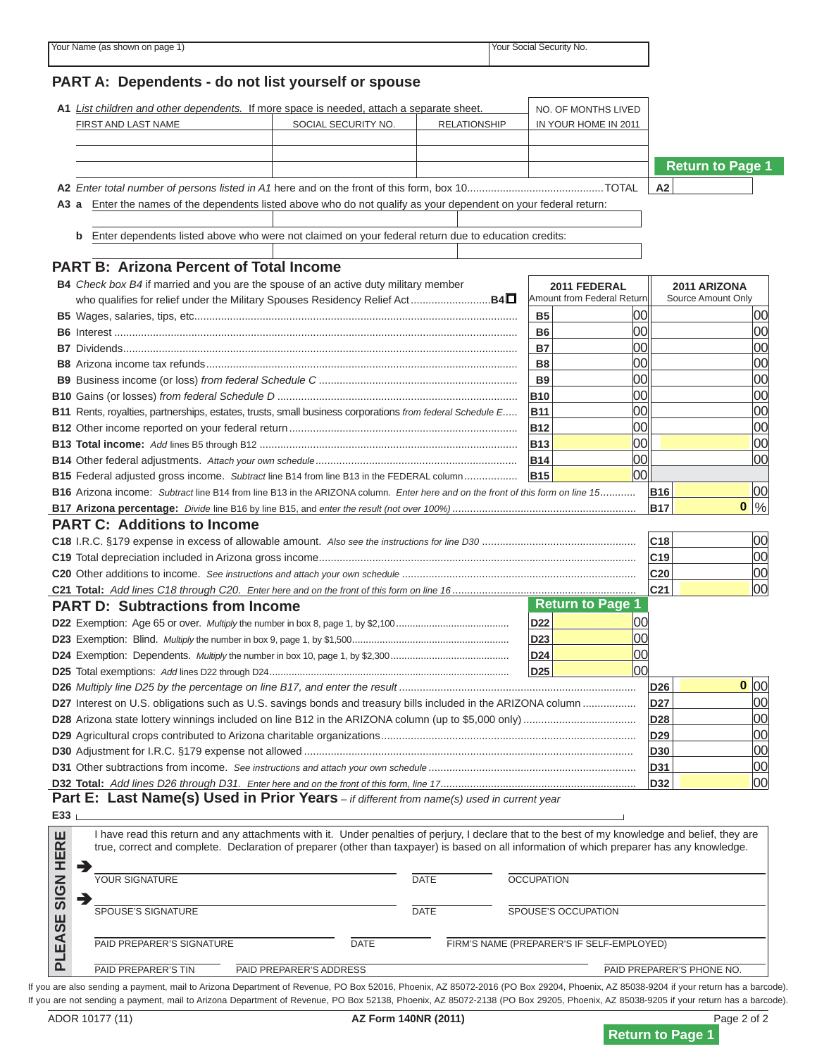| Your Name (as shown on page 1) | Your Social Security No. |
|---|---|
| | |

## PART A: Dependents - do not list yourself or spouse

**A1** *List children and other dependents.* If more space is needed, attach a separate sheet.

| FIRST AND LAST NAME | SOCIAL SECURITY NO. | RELATIONSHIP | NO. OF MONTHS LIVED IN YOUR HOME IN 2011 |
|---|---|---|---|
| | | | |
| | | | |
| | | | |

Return to Page 1

**A2** *Enter total number of persons listed in A1 here and on the front of this form, box 10*..............................................TOTAL **A2**

**A3 a** Enter the names of the dependents listed above who do not qualify as your dependent on your federal return:

**b** Enter dependents listed above who were not claimed on your federal return due to education credits:

## PART B: Arizona Percent of Total Income

**B4** *Check box B4* if married and you are the spouse of an active duty military member who qualifies for relief under the Military Spouses Residency Relief Act...........................**B4**☐

| | | 2011 FEDERAL Amount from Federal Return | 2011 ARIZONA Source Amount Only |
|---|---|---|---|
| **B5** Wages, salaries, tips, etc. | **B5** | 00 | 00 |
| **B6** Interest | **B6** | 00 | 00 |
| **B7** Dividends | **B7** | 00 | 00 |
| **B8** Arizona income tax refunds | **B8** | 00 | 00 |
| **B9** Business income (or loss) *from federal Schedule C* | **B9** | 00 | 00 |
| **B10** Gains (or losses) *from federal Schedule D* | **B10** | 00 | 00 |
| **B11** Rents, royalties, partnerships, estates, trusts, small business corporations *from federal Schedule E* | **B11** | 00 | 00 |
| **B12** Other income reported on your federal return | **B12** | 00 | 00 |
| **B13 Total income:** *Add* lines B5 through B12 | **B13** | 00 | 00 |
| **B14** Other federal adjustments. *Attach your own schedule* | **B14** | 00 | 00 |
| **B15** Federal adjusted gross income. *Subtract* line B14 from line B13 in the FEDERAL column | **B15** | 00 | |

**B16** Arizona income: *Subtract* line B14 from line B13 in the ARIZONA column. *Enter here and on the front of this form on line 15*............ **B16** 00

**B17 Arizona percentage:** *Divide* line B16 by line B15, and *enter the result (not over 100%)*............ **B17** 0 %

## PART C: Additions to Income

| | | |
|---|---|---|
| **C18** I.R.C. §179 expense in excess of allowable amount. *Also see the instructions for line D30* | **C18** | 00 |
| **C19** Total depreciation included in Arizona gross income | **C19** | 00 |
| **C20** Other additions to income. *See instructions and attach your own schedule* | **C20** | 00 |
| **C21 Total:** *Add lines C18 through C20. Enter here and on the front of this form on line 16* | **C21** | 00 |

## PART D: Subtractions from Income

Return to Page 1

| | | |
|---|---|---|
| **D22** Exemption: Age 65 or over. *Multiply* the number in box 8, page 1, by $2,100 | **D22** | 00 |
| **D23** Exemption: Blind. *Multiply* the number in box 9, page 1, by $1,500 | **D23** | 00 |
| **D24** Exemption: Dependents. *Multiply* the number in box 10, page 1, by $2,300 | **D24** | 00 |
| **D25** Total exemptions: *Add* lines D22 through D24 | **D25** | 00 |

| | | |
|---|---|---|
| **D26** *Multiply line D25 by the percentage on line B17, and enter the result* | **D26** | 0 00 |
| **D27** Interest on U.S. obligations such as U.S. savings bonds and treasury bills included in the ARIZONA column | **D27** | 00 |
| **D28** Arizona state lottery winnings included on line B12 in the ARIZONA column (up to $5,000 only) | **D28** | 00 |
| **D29** Agricultural crops contributed to Arizona charitable organizations | **D29** | 00 |
| **D30** Adjustment for I.R.C. §179 expense not allowed | **D30** | 00 |
| **D31** Other subtractions from income. *See instructions and attach your own schedule* | **D31** | 00 |
| **D32 Total:** *Add lines D26 through D31. Enter here and on the front of this form, line 17* | **D32** | 00 |

## Part E: Last Name(s) Used in Prior Years – *if different from name(s) used in current year*

**E33**

**PLEASE SIGN HERE**

I have read this return and any attachments with it. Under penalties of perjury, I declare that to the best of my knowledge and belief, they are true, correct and complete. Declaration of preparer (other than taxpayer) is based on all information of which preparer has any knowledge.

➔ YOUR SIGNATURE | DATE | OCCUPATION

➔ SPOUSE'S SIGNATURE | DATE | SPOUSE'S OCCUPATION

PAID PREPARER'S SIGNATURE | DATE | FIRM'S NAME (PREPARER'S IF SELF-EMPLOYED)

PAID PREPARER'S TIN | PAID PREPARER'S ADDRESS | PAID PREPARER'S PHONE NO.

If you are also sending a payment, mail to Arizona Department of Revenue, PO Box 52016, Phoenix, AZ 85072-2016 (PO Box 29204, Phoenix, AZ 85038-9204 if your return has a barcode).
If you are not sending a payment, mail to Arizona Department of Revenue, PO Box 52138, Phoenix, AZ 85072-2138 (PO Box 29205, Phoenix, AZ 85038-9205 if your return has a barcode).

ADOR 10177 (11) | AZ Form 140NR (2011)

Return to Page 1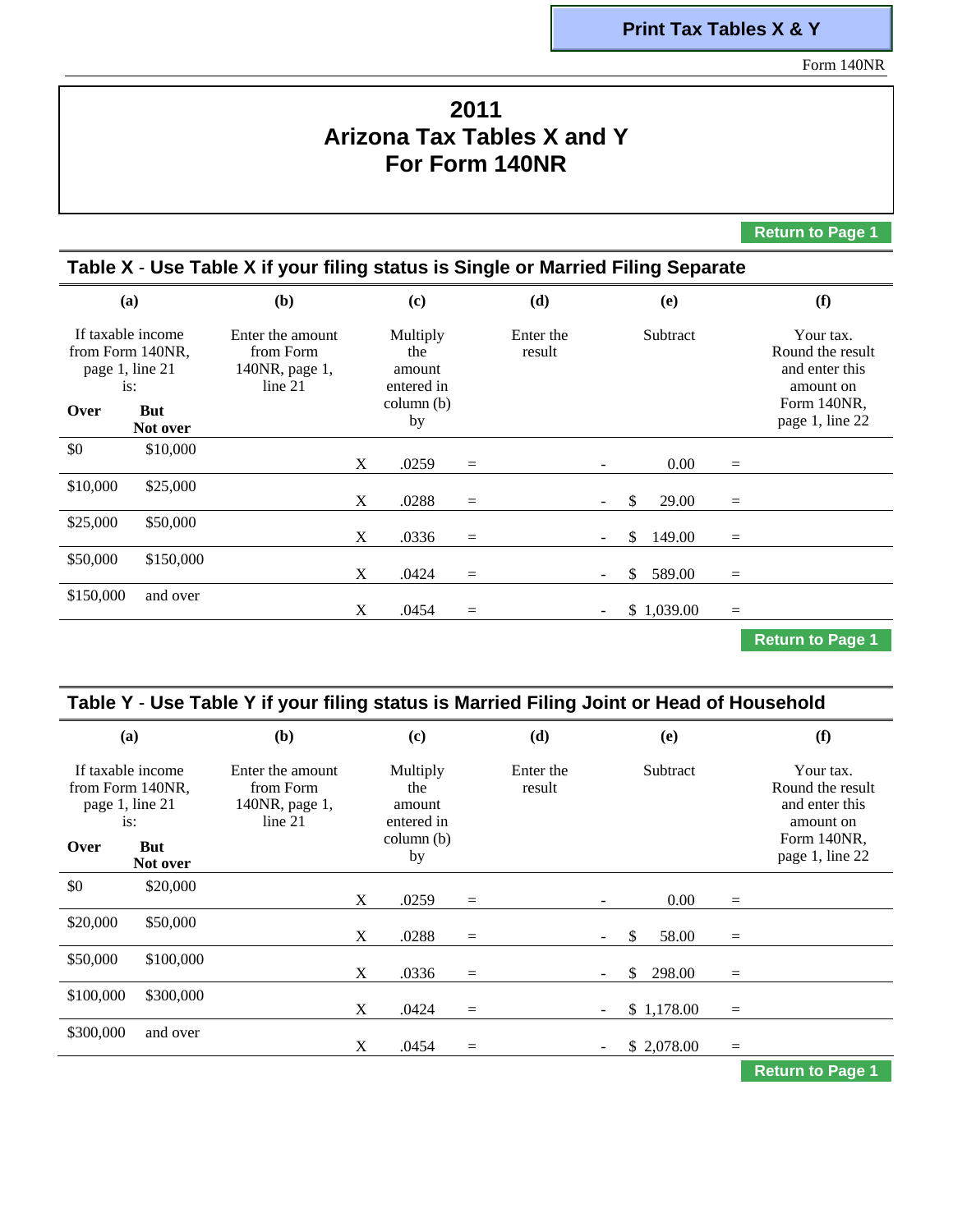Print Tax Tables X & Y

Form 140NR

# 2011
# Arizona Tax Tables X and Y
# For Form 140NR

Return to Page 1

## Table X - Use Table X if your filing status is Single or Married Filing Separate

| (a) | | (b) | | (c) | | (d) | | (e) | | (f) |
|---|---|---|---|---|---|---|---|---|---|---|
| If taxable income from Form 140NR, page 1, line 21 is: | | Enter the amount from Form 140NR, page 1, line 21 | | Multiply the amount entered in column (b) by | | Enter the result | | Subtract | | Your tax. Round the result and enter this amount on Form 140NR, page 1, line 22 |
| **Over** | **But Not over** | | | | | | | | | |
| $0 | $10,000 | | X | .0259 | = | | - | 0.00 | = | |
| $10,000 | $25,000 | | X | .0288 | = | | - | $ 29.00 | = | |
| $25,000 | $50,000 | | X | .0336 | = | | - | $ 149.00 | = | |
| $50,000 | $150,000 | | X | .0424 | = | | - | $ 589.00 | = | |
| $150,000 | and over | | X | .0454 | = | | - | $ 1,039.00 | = | |

Return to Page 1

## Table Y - Use Table Y if your filing status is Married Filing Joint or Head of Household

| (a) | | (b) | | (c) | | (d) | | (e) | | (f) |
|---|---|---|---|---|---|---|---|---|---|---|
| If taxable income from Form 140NR, page 1, line 21 is: | | Enter the amount from Form 140NR, page 1, line 21 | | Multiply the amount entered in column (b) by | | Enter the result | | Subtract | | Your tax. Round the result and enter this amount on Form 140NR, page 1, line 22 |
| **Over** | **But Not over** | | | | | | | | | |
| $0 | $20,000 | | X | .0259 | = | | - | 0.00 | = | |
| $20,000 | $50,000 | | X | .0288 | = | | - | $ 58.00 | = | |
| $50,000 | $100,000 | | X | .0336 | = | | - | $ 298.00 | = | |
| $100,000 | $300,000 | | X | .0424 | = | | - | $ 1,178.00 | = | |
| $300,000 | and over | | X | .0454 | = | | - | $ 2,078.00 | = | |

Return to Page 1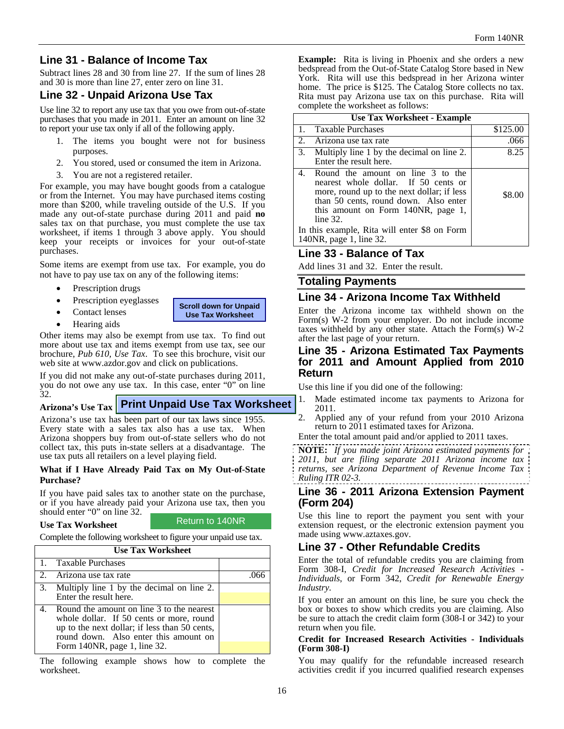## Line 31 - Balance of Income Tax

Subtract lines 28 and 30 from line 27. If the sum of lines 28 and 30 is more than line 27, enter zero on line 31.

## Line 32 - Unpaid Arizona Use Tax

Use line 32 to report any use tax that you owe from out-of-state purchases that you made in 2011. Enter an amount on line 32 to report your use tax only if all of the following apply.

1. The items you bought were not for business purposes.
2. You stored, used or consumed the item in Arizona.
3. You are not a registered retailer.

For example, you may have bought goods from a catalogue or from the Internet. You may have purchased items costing more than $200, while traveling outside of the U.S. If you made any out-of-state purchase during 2011 and paid **no** sales tax on that purchase, you must complete the use tax worksheet, if items 1 through 3 above apply. You should keep your receipts or invoices for your out-of-state purchases.

Some items are exempt from use tax. For example, you do not have to pay use tax on any of the following items:

- Prescription drugs
- Prescription eyeglasses
- Contact lenses
- Hearing aids

**Scroll down for Unpaid Use Tax Worksheet**

Other items may also be exempt from use tax. To find out more about use tax and items exempt from use tax, see our brochure, *Pub 610, Use Tax*. To see this brochure, visit our web site at www.azdor.gov and click on publications.

If you did not make any out-of-state purchases during 2011, you do not owe any use tax. In this case, enter "0" on line 32.

**Arizona's Use Tax**

**Print Unpaid Use Tax Worksheet**

Arizona's use tax has been part of our tax laws since 1955. Every state with a sales tax also has a use tax. When Arizona shoppers buy from out-of-state sellers who do not collect tax, this puts in-state sellers at a disadvantage. The use tax puts all retailers on a level playing field.

**What if I Have Already Paid Tax on My Out-of-State Purchase?**

If you have paid sales tax to another state on the purchase, or if you have already paid your Arizona use tax, then you should enter "0" on line 32.

**Use Tax Worksheet**

Return to 140NR

Complete the following worksheet to figure your unpaid use tax.

| Use Tax Worksheet | |
|---|---|
| 1. Taxable Purchases | |
| 2. Arizona use tax rate | .066 |
| 3. Multiply line 1 by the decimal on line 2. Enter the result here. | |
| 4. Round the amount on line 3 to the nearest whole dollar. If 50 cents or more, round up to the next dollar; if less than 50 cents, round down. Also enter this amount on Form 140NR, page 1, line 32. | |

The following example shows how to complete the worksheet.

**Example:** Rita is living in Phoenix and she orders a new bedspread from the Out-of-State Catalog Store based in New York. Rita will use this bedspread in her Arizona winter home. The price is $125. The Catalog Store collects no tax. Rita must pay Arizona use tax on this purchase. Rita will complete the worksheet as follows:

| Use Tax Worksheet - Example | |
|---|---|
| 1. Taxable Purchases | $125.00 |
| 2. Arizona use tax rate | .066 |
| 3. Multiply line 1 by the decimal on line 2. Enter the result here. | 8.25 |
| 4. Round the amount on line 3 to the nearest whole dollar. If 50 cents or more, round up to the next dollar; if less than 50 cents, round down. Also enter this amount on Form 140NR, page 1, line 32. In this example, Rita will enter $8 on Form 140NR, page 1, line 32. | $8.00 |

## Line 33 - Balance of Tax

Add lines 31 and 32. Enter the result.

## Totaling Payments

## Line 34 - Arizona Income Tax Withheld

Enter the Arizona income tax withheld shown on the Form(s) W-2 from your employer. Do not include income taxes withheld by any other state. Attach the Form(s) W-2 after the last page of your return.

## Line 35 - Arizona Estimated Tax Payments for 2011 and Amount Applied from 2010 Return

Use this line if you did one of the following:

1. Made estimated income tax payments to Arizona for 2011.
2. Applied any of your refund from your 2010 Arizona return to 2011 estimated taxes for Arizona.

Enter the total amount paid and/or applied to 2011 taxes.

**NOTE:** *If you made joint Arizona estimated payments for 2011, but are filing separate 2011 Arizona income tax returns, see Arizona Department of Revenue Income Tax Ruling ITR 02-3.*

## Line 36 - 2011 Arizona Extension Payment (Form 204)

Use this line to report the payment you sent with your extension request, or the electronic extension payment you made using www.aztaxes.gov.

## Line 37 - Other Refundable Credits

Enter the total of refundable credits you are claiming from Form 308-I, *Credit for Increased Research Activities - Individuals*, or Form 342, *Credit for Renewable Energy Industry*.

If you enter an amount on this line, be sure you check the box or boxes to show which credits you are claiming. Also be sure to attach the credit claim form (308-I or 342) to your return when you file.

**Credit for Increased Research Activities - Individuals (Form 308-I)**

You may qualify for the refundable increased research activities credit if you incurred qualified research expenses